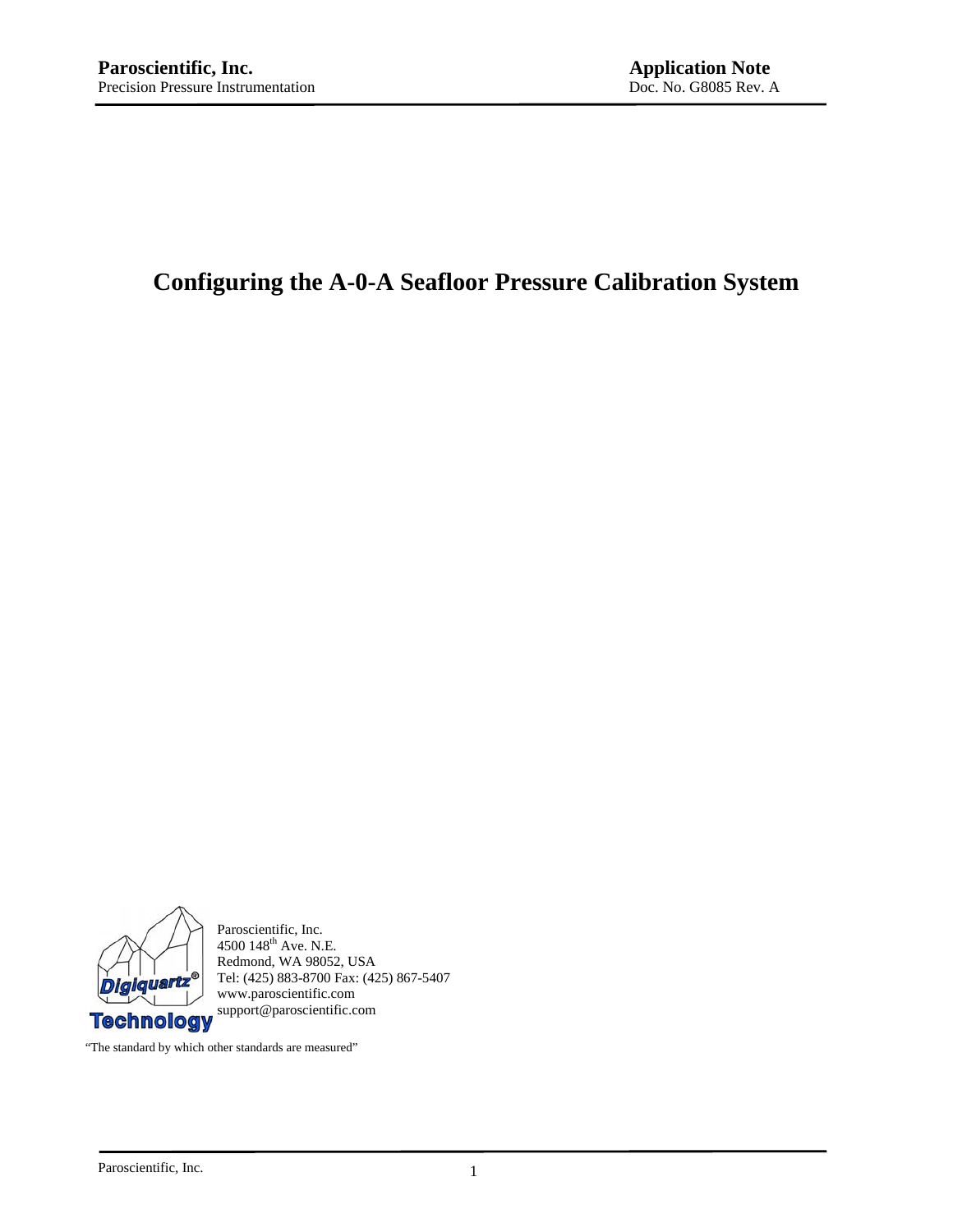**Paroscientific, Inc.**
Precision Pressure Instrumentation

**Application Note**
Doc. No. G8085 Rev. A

# Configuring the A-0-A Seafloor Pressure Calibration System

Paroscientific, Inc.
4500 148th Ave. N.E.
Redmond, WA 98052, USA
Tel: (425) 883-8700 Fax: (425) 867-5407
www.paroscientific.com
support@paroscientific.com

"The standard by which other standards are measured"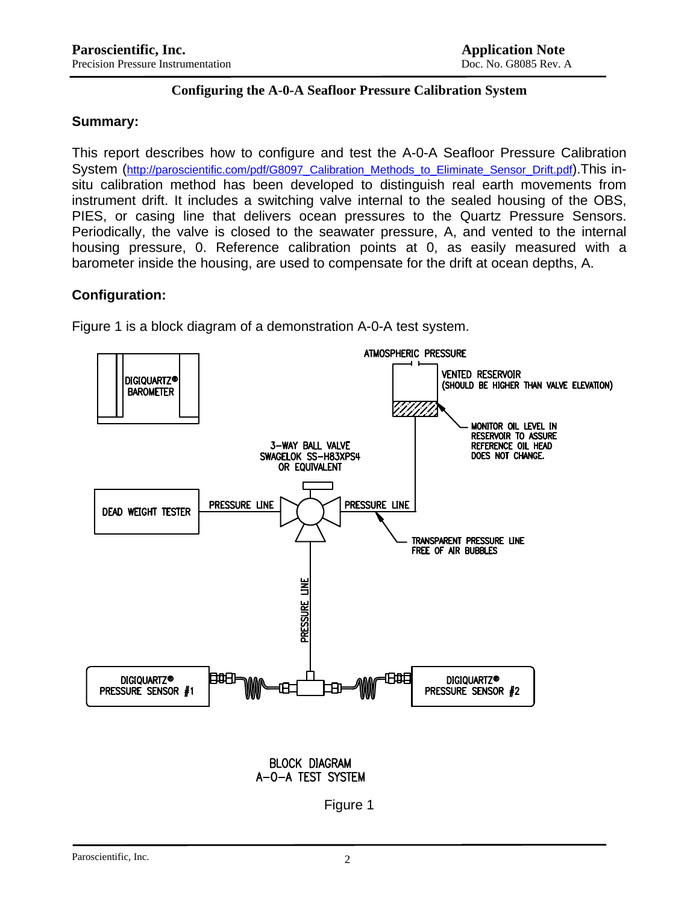**Configuring the A-0-A Seafloor Pressure Calibration System**

## Summary:

This report describes how to configure and test the A-0-A Seafloor Pressure Calibration System (http://paroscientific.com/pdf/G8097_Calibration_Methods_to_Eliminate_Sensor_Drift.pdf).This in-situ calibration method has been developed to distinguish real earth movements from instrument drift. It includes a switching valve internal to the sealed housing of the OBS, PIES, or casing line that delivers ocean pressures to the Quartz Pressure Sensors. Periodically, the valve is closed to the seawater pressure, A, and vented to the internal housing pressure, 0. Reference calibration points at 0, as easily measured with a barometer inside the housing, are used to compensate for the drift at ocean depths, A.

## Configuration:

Figure 1 is a block diagram of a demonstration A-0-A test system.

DIGIQUARTZ® BAROMETER

ATMOSPHERIC PRESSURE

VENTED RESERVOIR (SHOULD BE HIGHER THAN VALVE ELEVATION)

MONITOR OIL LEVEL IN RESERVOIR TO ASSURE REFERENCE OIL HEAD DOES NOT CHANGE.

3-WAY BALL VALVE SWAGELOK SS-H83XPS4 OR EQUIVALENT

DEAD WEIGHT TESTER

PRESSURE LINE

PRESSURE LINE

TRANSPARENT PRESSURE LINE FREE OF AIR BUBBLES

PRESSURE LINE

DIGIQUARTZ® PRESSURE SENSOR #1

DIGIQUARTZ® PRESSURE SENSOR #2

BLOCK DIAGRAM
A-0-A TEST SYSTEM

Figure 1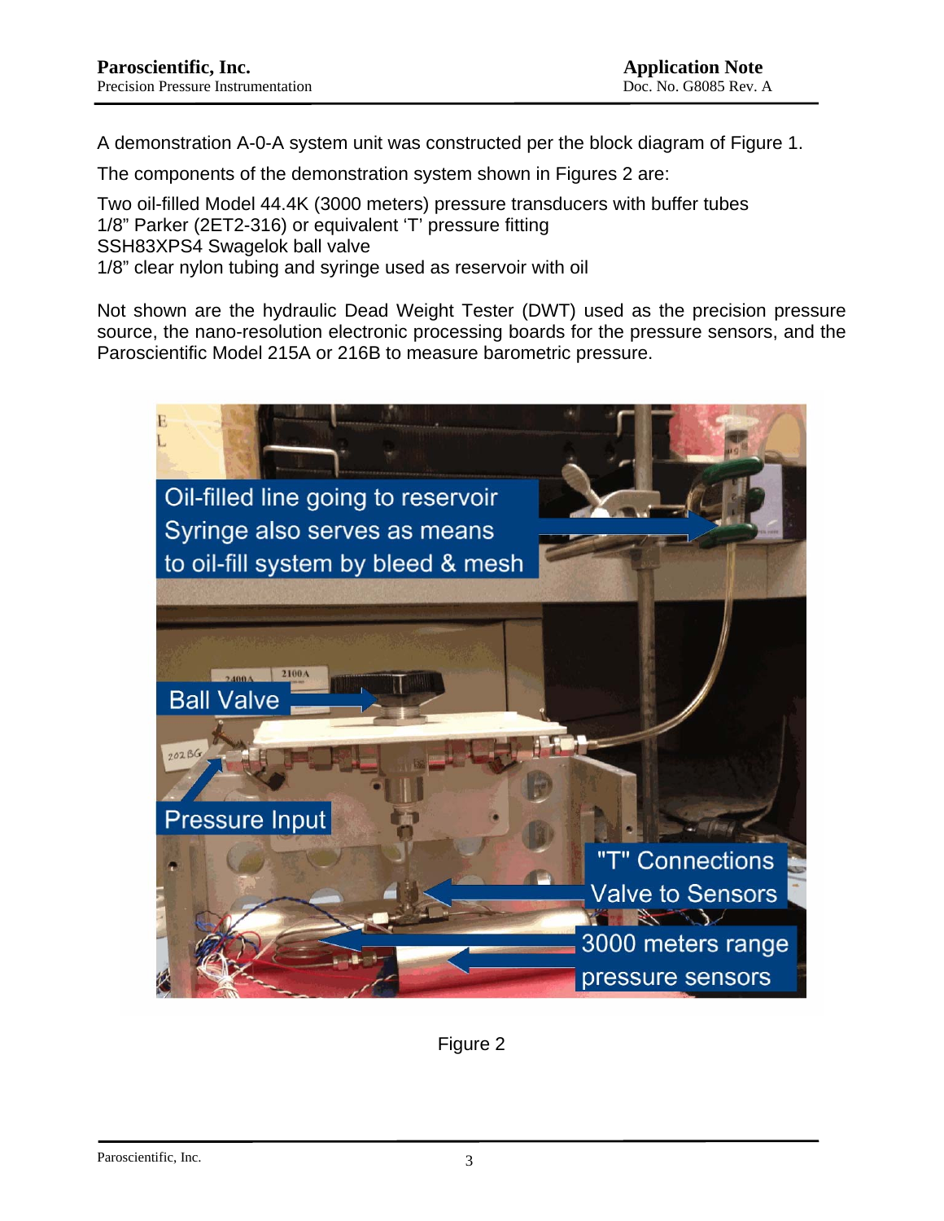A demonstration A-0-A system unit was constructed per the block diagram of Figure 1.

The components of the demonstration system shown in Figures 2 are:

Two oil-filled Model 44.4K (3000 meters) pressure transducers with buffer tubes
1/8" Parker (2ET2-316) or equivalent 'T' pressure fitting
SSH83XPS4 Swagelok ball valve
1/8" clear nylon tubing and syringe used as reservoir with oil

Not shown are the hydraulic Dead Weight Tester (DWT) used as the precision pressure source, the nano-resolution electronic processing boards for the pressure sensors, and the Paroscientific Model 215A or 216B to measure barometric pressure.

Figure 2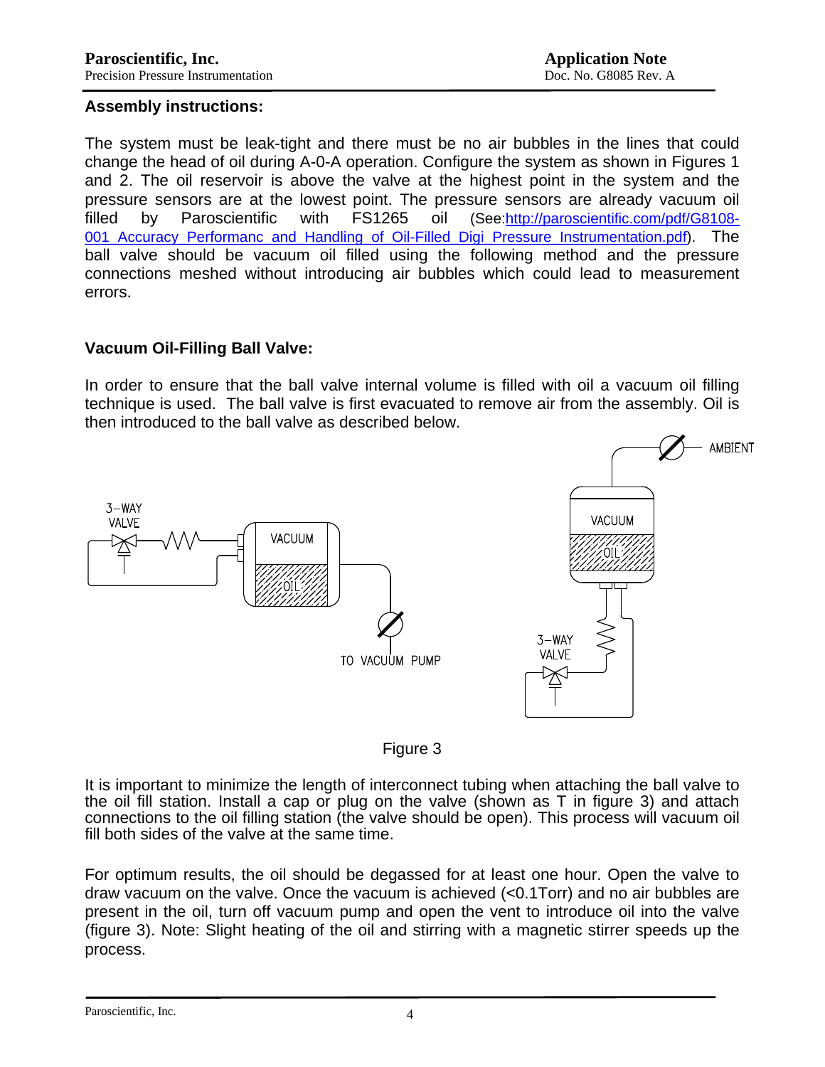## Assembly instructions:

The system must be leak-tight and there must be no air bubbles in the lines that could change the head of oil during A-0-A operation. Configure the system as shown in Figures 1 and 2. The oil reservoir is above the valve at the highest point in the system and the pressure sensors are at the lowest point. The pressure sensors are already vacuum oil filled by Paroscientific with FS1265 oil (See:http://paroscientific.com/pdf/G8108-001_Accuracy_Performanc_and_Handling_of_Oil-Filled_Digi_Pressure_Instrumentation.pdf). The ball valve should be vacuum oil filled using the following method and the pressure connections meshed without introducing air bubbles which could lead to measurement errors.

## Vacuum Oil-Filling Ball Valve:

In order to ensure that the ball valve internal volume is filled with oil a vacuum oil filling technique is used. The ball valve is first evacuated to remove air from the assembly. Oil is then introduced to the ball valve as described below.

Figure 3

It is important to minimize the length of interconnect tubing when attaching the ball valve to the oil fill station. Install a cap or plug on the valve (shown as T in figure 3) and attach connections to the oil filling station (the valve should be open). This process will vacuum oil fill both sides of the valve at the same time.

For optimum results, the oil should be degassed for at least one hour. Open the valve to draw vacuum on the valve. Once the vacuum is achieved (<0.1Torr) and no air bubbles are present in the oil, turn off vacuum pump and open the vent to introduce oil into the valve (figure 3). Note: Slight heating of the oil and stirring with a magnetic stirrer speeds up the process.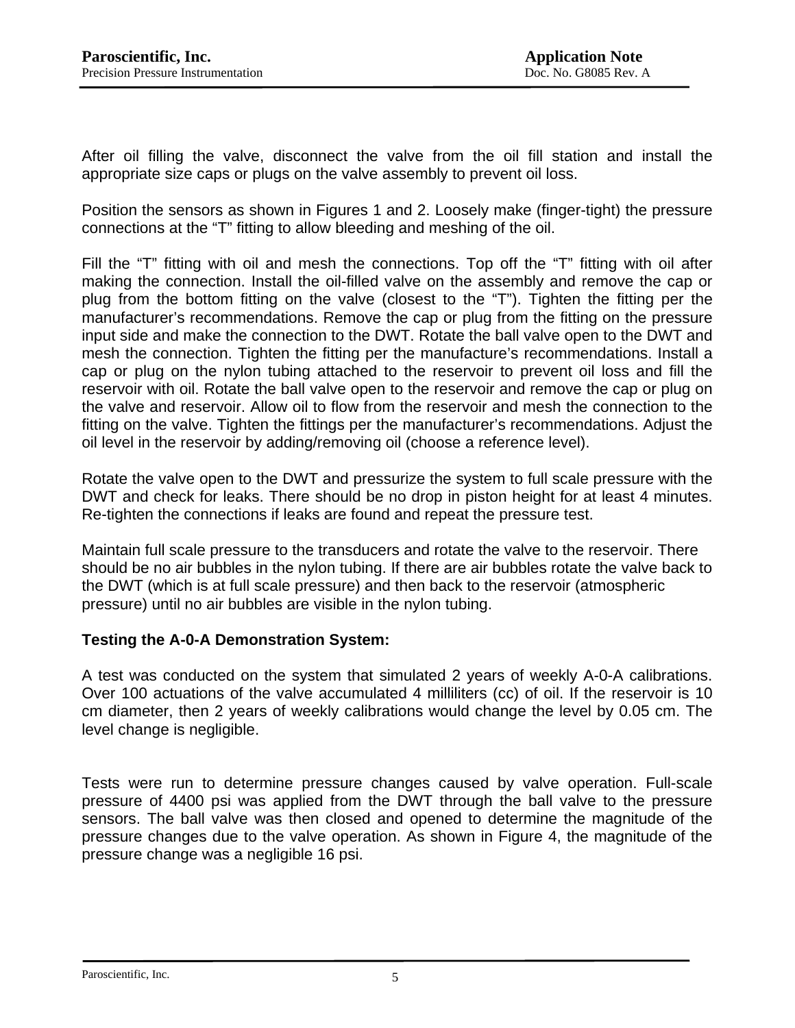After oil filling the valve, disconnect the valve from the oil fill station and install the appropriate size caps or plugs on the valve assembly to prevent oil loss.

Position the sensors as shown in Figures 1 and 2. Loosely make (finger-tight) the pressure connections at the "T" fitting to allow bleeding and meshing of the oil.

Fill the "T" fitting with oil and mesh the connections. Top off the "T" fitting with oil after making the connection. Install the oil-filled valve on the assembly and remove the cap or plug from the bottom fitting on the valve (closest to the "T"). Tighten the fitting per the manufacturer's recommendations. Remove the cap or plug from the fitting on the pressure input side and make the connection to the DWT. Rotate the ball valve open to the DWT and mesh the connection. Tighten the fitting per the manufacture's recommendations. Install a cap or plug on the nylon tubing attached to the reservoir to prevent oil loss and fill the reservoir with oil. Rotate the ball valve open to the reservoir and remove the cap or plug on the valve and reservoir. Allow oil to flow from the reservoir and mesh the connection to the fitting on the valve. Tighten the fittings per the manufacturer's recommendations. Adjust the oil level in the reservoir by adding/removing oil (choose a reference level).

Rotate the valve open to the DWT and pressurize the system to full scale pressure with the DWT and check for leaks. There should be no drop in piston height for at least 4 minutes. Re-tighten the connections if leaks are found and repeat the pressure test.

Maintain full scale pressure to the transducers and rotate the valve to the reservoir. There should be no air bubbles in the nylon tubing. If there are air bubbles rotate the valve back to the DWT (which is at full scale pressure) and then back to the reservoir (atmospheric pressure) until no air bubbles are visible in the nylon tubing.

**Testing the A-0-A Demonstration System:**

A test was conducted on the system that simulated 2 years of weekly A-0-A calibrations. Over 100 actuations of the valve accumulated 4 milliliters (cc) of oil. If the reservoir is 10 cm diameter, then 2 years of weekly calibrations would change the level by 0.05 cm. The level change is negligible.

Tests were run to determine pressure changes caused by valve operation. Full-scale pressure of 4400 psi was applied from the DWT through the ball valve to the pressure sensors. The ball valve was then closed and opened to determine the magnitude of the pressure changes due to the valve operation. As shown in Figure 4, the magnitude of the pressure change was a negligible 16 psi.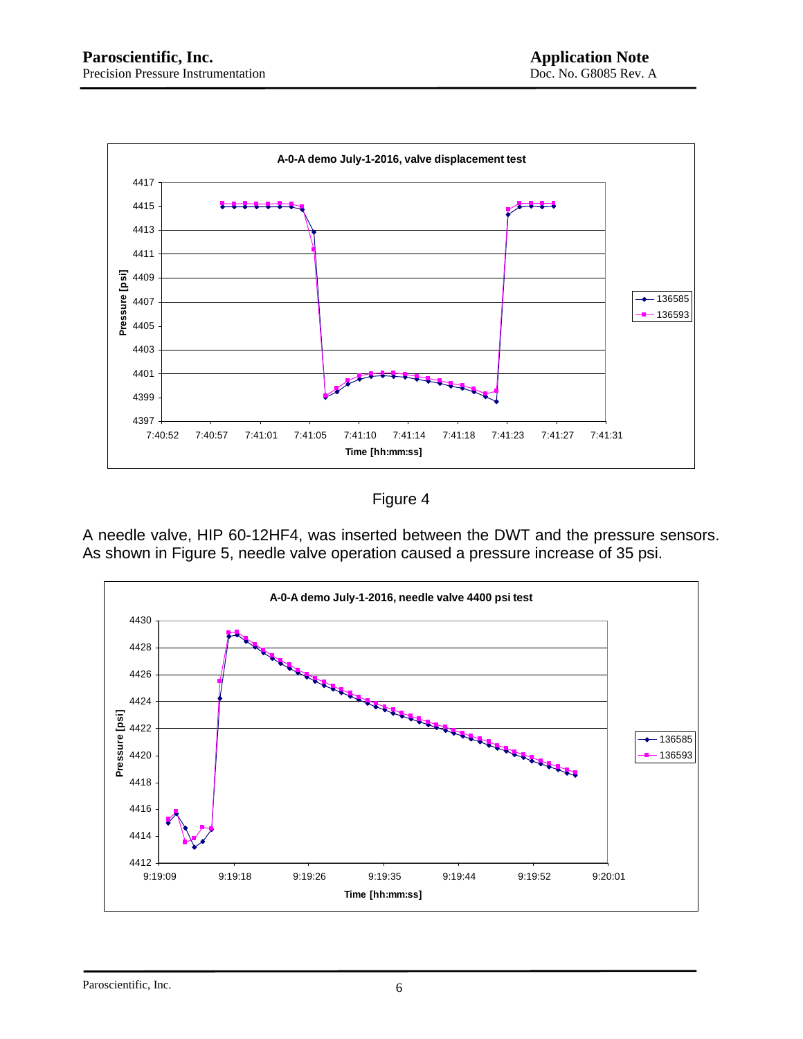Figure 4

A needle valve, HIP 60-12HF4, was inserted between the DWT and the pressure sensors. As shown in Figure 5, needle valve operation caused a pressure increase of 35 psi.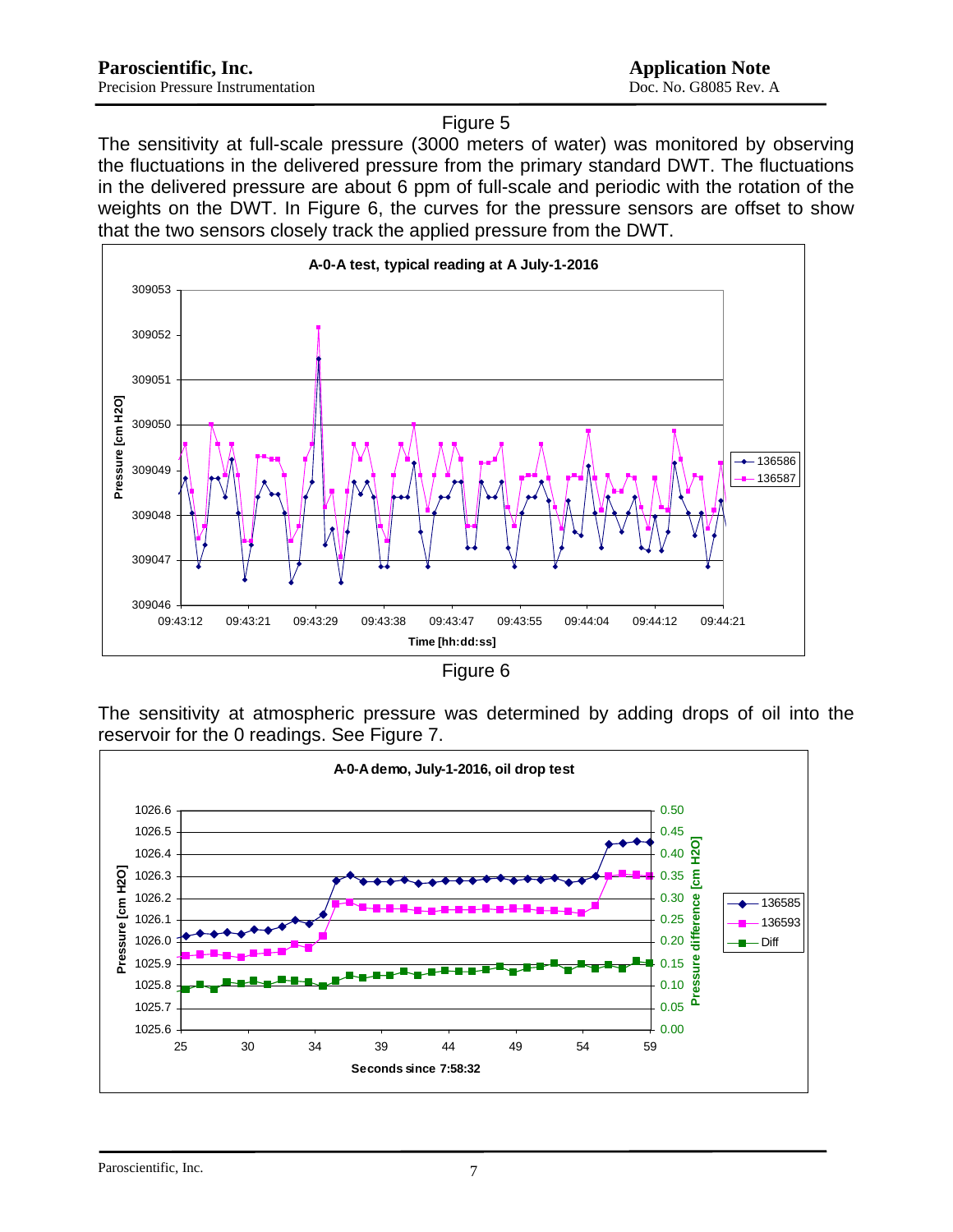Figure 5

The sensitivity at full-scale pressure (3000 meters of water) was monitored by observing the fluctuations in the delivered pressure from the primary standard DWT. The fluctuations in the delivered pressure are about 6 ppm of full-scale and periodic with the rotation of the weights on the DWT. In Figure 6, the curves for the pressure sensors are offset to show that the two sensors closely track the applied pressure from the DWT.

Figure 6

The sensitivity at atmospheric pressure was determined by adding drops of oil into the reservoir for the 0 readings. See Figure 7.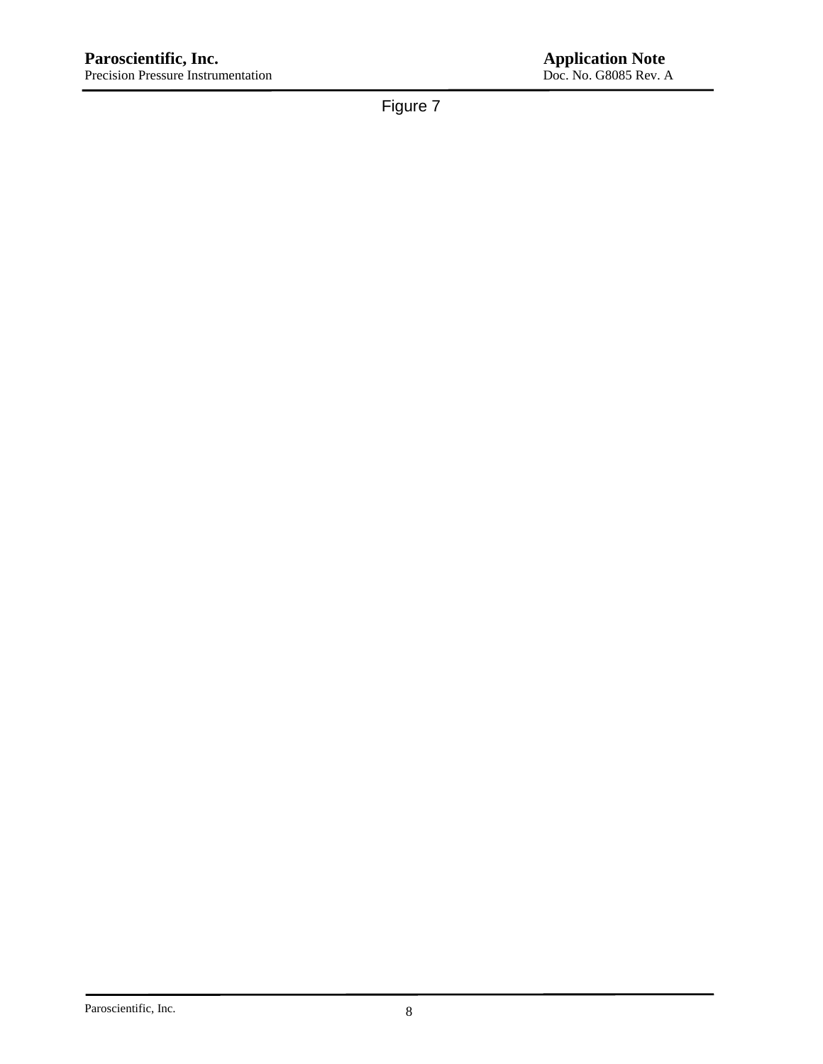Figure 7